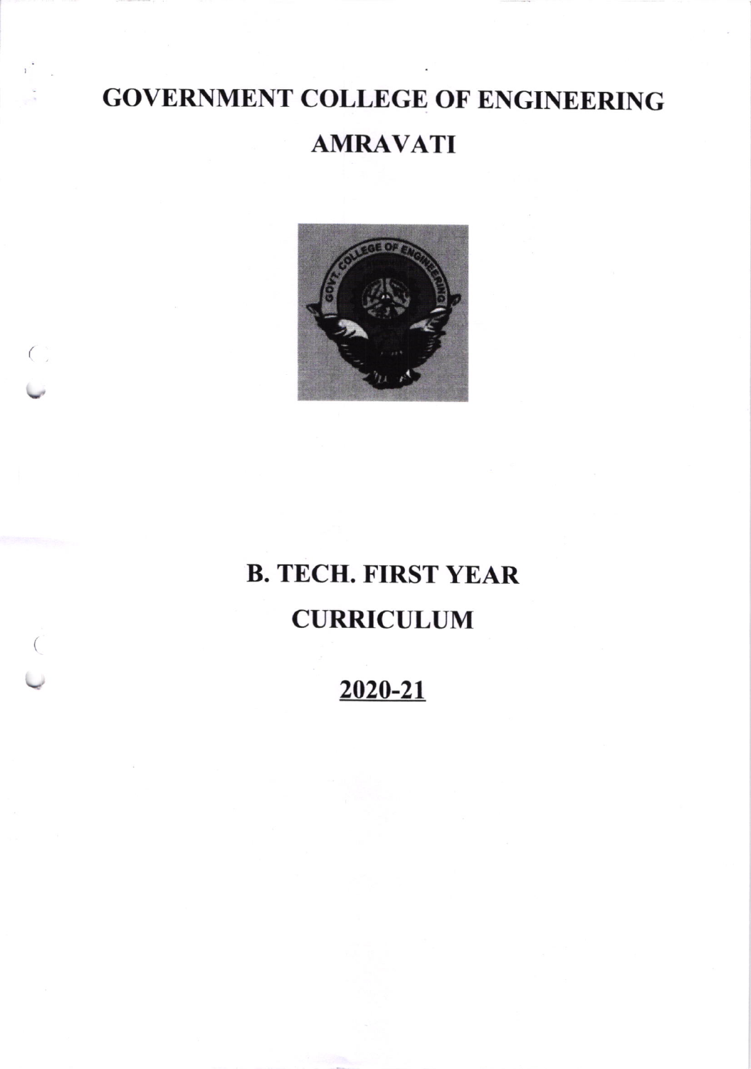# GOVERNMENT COLLEGE OF ENGINEERING

# AMRAVATI

## B. TECH. FIRST YEAR

## CURRICULUM

## 2020-21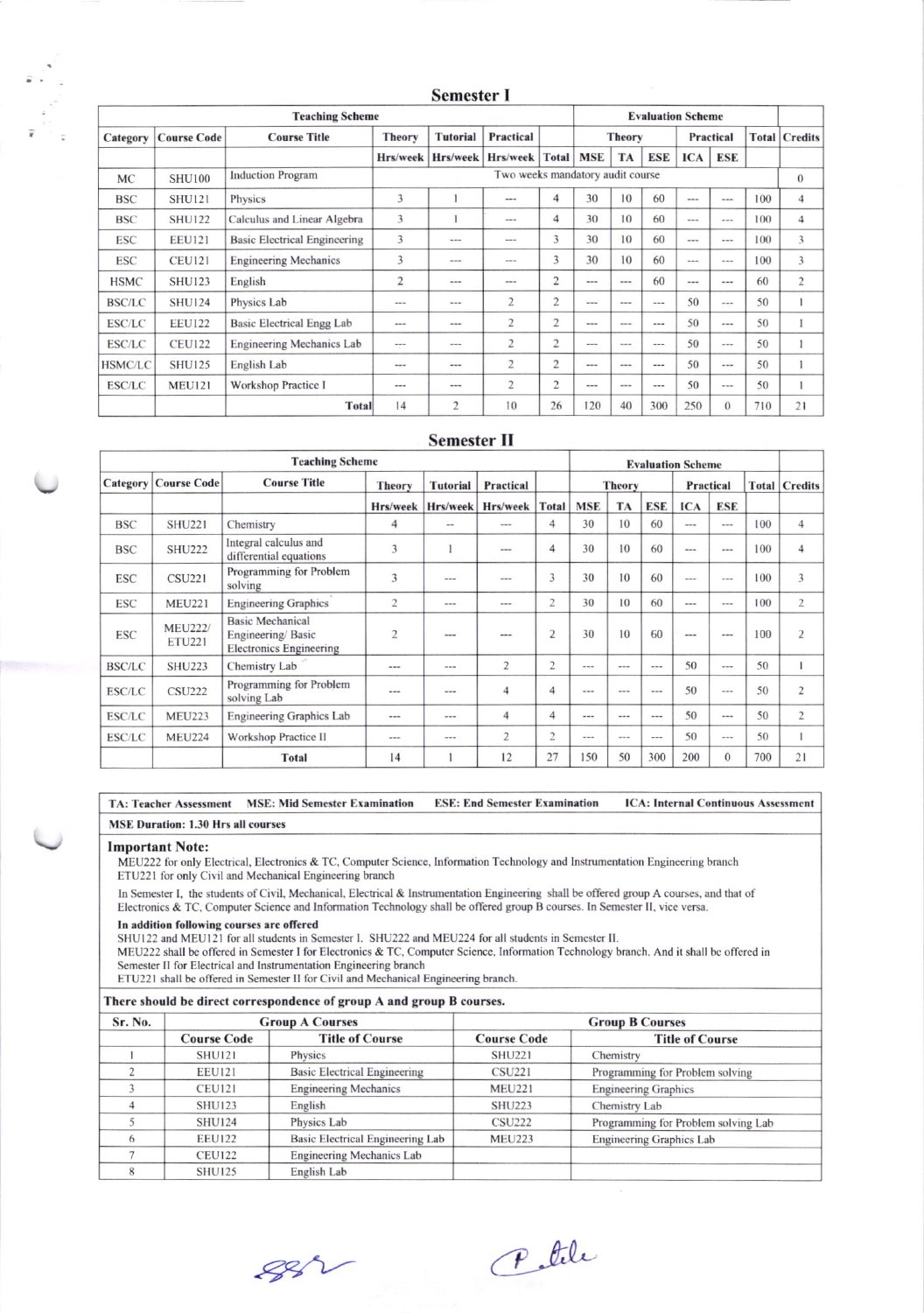## Semester I

| Teaching Scheme | | | | | | | Evaluation Scheme | | | | | | |
|---|---|---|---|---|---|---|---|---|---|---|---|---|---|
| Category | Course Code | Course Title | Theory | Tutorial | Practical | | Theory | | | Practical | | Total | Credits |
| | | | Hrs/week | Hrs/week | Hrs/week | Total | MSE | TA | ESE | ICA | ESE | | |
| MC | SHU100 | Induction Program | Two weeks mandatory audit course | | | | | | | | | | 0 |
| BSC | SHU121 | Physics | 3 | 1 | --- | 4 | 30 | 10 | 60 | --- | --- | 100 | 4 |
| BSC | SHU122 | Calculus and Linear Algebra | 3 | 1 | --- | 4 | 30 | 10 | 60 | --- | --- | 100 | 4 |
| ESC | EEU121 | Basic Electrical Engineering | 3 | --- | --- | 3 | 30 | 10 | 60 | --- | --- | 100 | 3 |
| ESC | CEU121 | Engineering Mechanics | 3 | --- | --- | 3 | 30 | 10 | 60 | --- | --- | 100 | 3 |
| HSMC | SHU123 | English | 2 | --- | --- | 2 | --- | --- | 60 | --- | --- | 60 | 2 |
| BSC/LC | SHU124 | Physics Lab | --- | --- | 2 | 2 | --- | --- | --- | 50 | --- | 50 | 1 |
| ESC/LC | EEU122 | Basic Electrical Engg Lab | --- | --- | 2 | 2 | --- | --- | --- | 50 | --- | 50 | 1 |
| ESC/LC | CEU122 | Engineering Mechanics Lab | --- | --- | 2 | 2 | --- | --- | --- | 50 | --- | 50 | 1 |
| HSMC/LC | SHU125 | English Lab | --- | --- | 2 | 2 | --- | --- | --- | 50 | --- | 50 | 1 |
| ESC/LC | MEU121 | Workshop Practice I | --- | --- | 2 | 2 | --- | --- | --- | 50 | --- | 50 | 1 |
| | | Total | 14 | 2 | 10 | 26 | 120 | 40 | 300 | 250 | 0 | 710 | 21 |

## Semester II

| Teaching Scheme | | | | | | | Evaluation Scheme | | | | | | |
|---|---|---|---|---|---|---|---|---|---|---|---|---|---|
| Category | Course Code | Course Title | Theory | Tutorial | Practical | | Theory | | | Practical | | Total | Credits |
| | | | Hrs/week | Hrs/week | Hrs/week | Total | MSE | TA | ESE | ICA | ESE | | |
| BSC | SHU221 | Chemistry | 4 | -- | --- | 4 | 30 | 10 | 60 | --- | --- | 100 | 4 |
| BSC | SHU222 | Integral calculus and differential equations | 3 | 1 | --- | 4 | 30 | 10 | 60 | --- | --- | 100 | 4 |
| ESC | CSU221 | Programming for Problem solving | 3 | --- | --- | 3 | 30 | 10 | 60 | --- | --- | 100 | 3 |
| ESC | MEU221 | Engineering Graphics | 2 | --- | --- | 2 | 30 | 10 | 60 | --- | --- | 100 | 2 |
| ESC | MEU222/ ETU221 | Basic Mechanical Engineering/ Basic Electronics Engineering | 2 | --- | --- | 2 | 30 | 10 | 60 | --- | --- | 100 | 2 |
| BSC/LC | SHU223 | Chemistry Lab | --- | --- | 2 | 2 | --- | --- | --- | 50 | --- | 50 | 1 |
| ESC/LC | CSU222 | Programming for Problem solving Lab | --- | --- | 4 | 4 | --- | --- | --- | 50 | --- | 50 | 2 |
| ESC/LC | MEU223 | Engineering Graphics Lab | --- | --- | 4 | 4 | --- | --- | --- | 50 | --- | 50 | 2 |
| ESC/LC | MEU224 | Workshop Practice II | --- | --- | 2 | 2 | --- | --- | --- | 50 | --- | 50 | 1 |
| | | Total | 14 | 1 | 12 | 27 | 150 | 50 | 300 | 200 | 0 | 700 | 21 |

**TA: Teacher Assessment MSE: Mid Semester Examination ESE: End Semester Examination ICA: Internal Continuous Assessment**

**MSE Duration: 1.30 Hrs all courses**

**Important Note:**

MEU222 for only Electrical, Electronics & TC, Computer Science, Information Technology and Instrumentation Engineering branch
ETU221 for only Civil and Mechanical Engineering branch

In Semester I, the students of Civil, Mechanical, Electrical & Instrumentation Engineering shall be offered group A courses, and that of Electronics & TC, Computer Science and Information Technology shall be offered group B courses. In Semester II, vice versa.

**In addition following courses are offered**

SHU122 and MEU121 for all students in Semester I. SHU222 and MEU224 for all students in Semester II.
MEU222 shall be offered in Semester I for Electronics & TC, Computer Science, Information Technology branch. And it shall be offered in Semester II for Electrical and Instrumentation Engineering branch
ETU221 shall be offered in Semester II for Civil and Mechanical Engineering branch.

**There should be direct correspondence of group A and group B courses.**

| Sr. No. | Group A Courses | | Group B Courses | |
|---|---|---|---|---|
| | Course Code | Title of Course | Course Code | Title of Course |
| 1 | SHU121 | Physics | SHU221 | Chemistry |
| 2 | EEU121 | Basic Electrical Engineering | CSU221 | Programming for Problem solving |
| 3 | CEU121 | Engineering Mechanics | MEU221 | Engineering Graphics |
| 4 | SHU123 | English | SHU223 | Chemistry Lab |
| 5 | SHU124 | Physics Lab | CSU222 | Programming for Problem solving Lab |
| 6 | EEU122 | Basic Electrical Engineering Lab | MEU223 | Engineering Graphics Lab |
| 7 | CEU122 | Engineering Mechanics Lab | | |
| 8 | SHU125 | English Lab | | |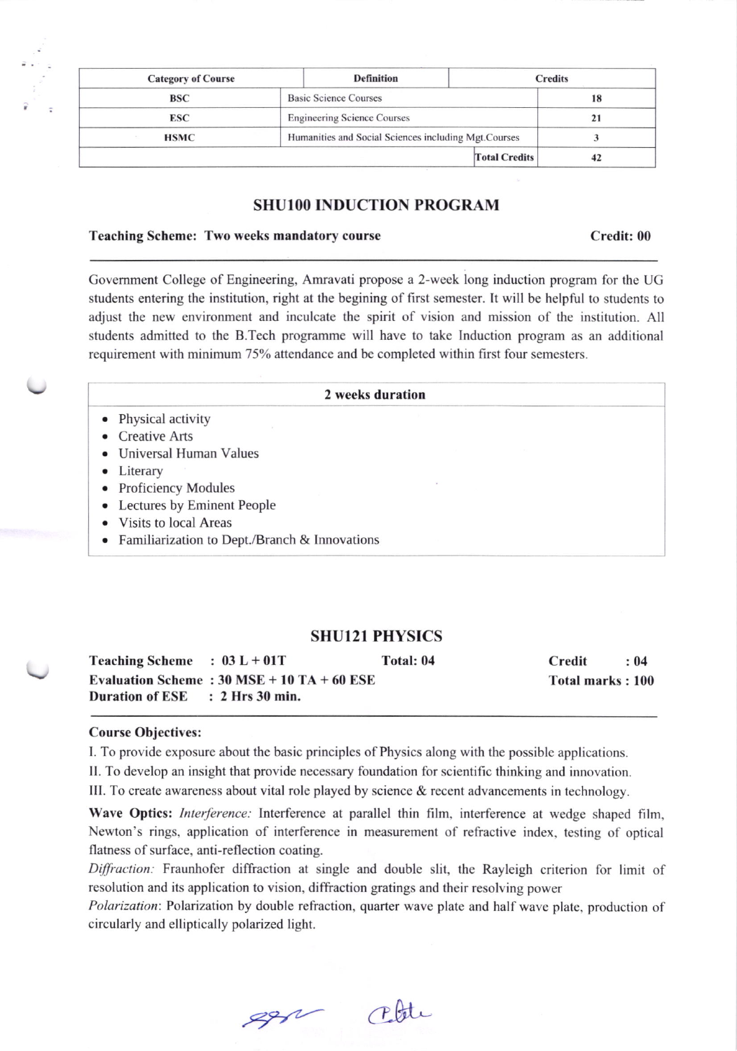| Category of Course | Definition | Credits |
|---|---|---|
| BSC | Basic Science Courses | 18 |
| ESC | Engineering Science Courses | 21 |
| HSMC | Humanities and Social Sciences including Mgt.Courses | 3 |
| | Total Credits | 42 |

## SHU100 INDUCTION PROGRAM

**Teaching Scheme: Two weeks mandatory course** **Credit: 00**

---

Government College of Engineering, Amravati propose a 2-week long induction program for the UG students entering the institution, right at the begining of first semester. It will be helpful to students to adjust the new environment and inculcate the spirit of vision and mission of the institution. All students admitted to the B.Tech programme will have to take Induction program as an additional requirement with minimum 75% attendance and be completed within first four semesters.

| 2 weeks duration |
|---|
| • Physical activity<br>• Creative Arts<br>• Universal Human Values<br>• Literary<br>• Proficiency Modules<br>• Lectures by Eminent People<br>• Visits to local Areas<br>• Familiarization to Dept./Branch & Innovations |

## SHU121 PHYSICS

**Teaching Scheme : 03 L + 01T** **Total: 04** **Credit : 04**
**Evaluation Scheme : 30 MSE + 10 TA + 60 ESE** **Total marks : 100**
**Duration of ESE : 2 Hrs 30 min.**

---

**Course Objectives:**

I. To provide exposure about the basic principles of Physics along with the possible applications.
II. To develop an insight that provide necessary foundation for scientific thinking and innovation.
III. To create awareness about vital role played by science & recent advancements in technology.

**Wave Optics:** *Interference:* Interference at parallel thin film, interference at wedge shaped film, Newton's rings, application of interference in measurement of refractive index, testing of optical flatness of surface, anti-reflection coating.

*Diffraction:* Fraunhofer diffraction at single and double slit, the Rayleigh criterion for limit of resolution and its application to vision, diffraction gratings and their resolving power

*Polarization*: Polarization by double refraction, quarter wave plate and half wave plate, production of circularly and elliptically polarized light.